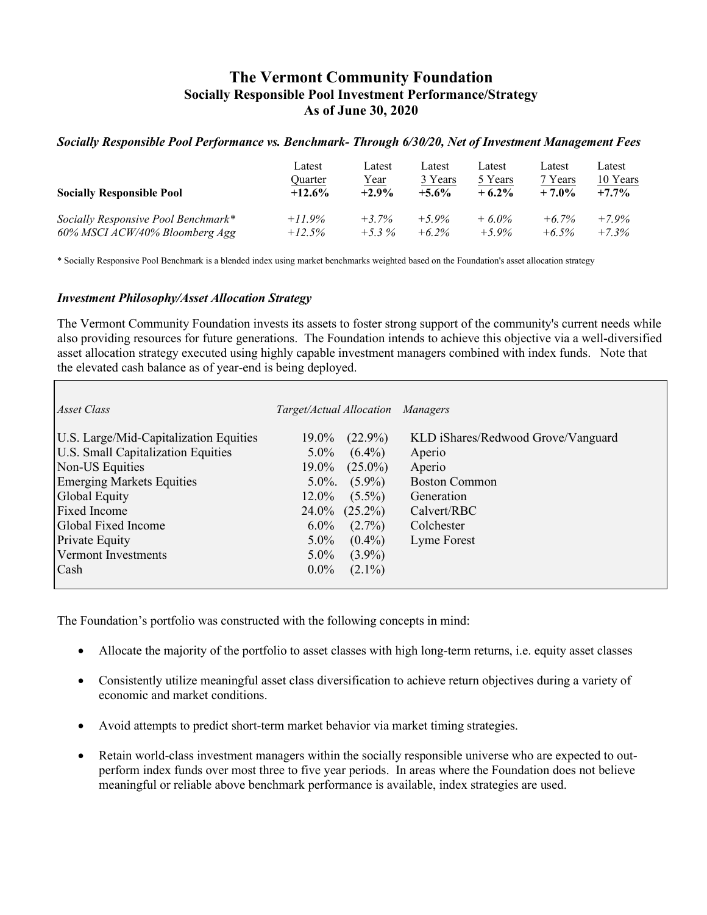# The Vermont Community Foundation
## Socially Responsible Pool Investment Performance/Strategy
### As of June 30, 2020

***Socially Responsible Pool Performance vs. Benchmark- Through 6/30/20, Net of Investment Management Fees***

| | Latest Quarter | Latest Year | Latest 3 Years | Latest 5 Years | Latest 7 Years | Latest 10 Years |
|---|---|---|---|---|---|---|
| **Socially Responsible Pool** | **+12.6%** | **+2.9%** | **+5.6%** | **+ 6.2%** | **+ 7.0%** | **+7.7%** |
| *Socially Responsive Pool Benchmark** | *+11.9%* | *+3.7%* | *+5.9%* | *+ 6.0%* | *+6.7%* | *+7.9%* |
| *60% MSCI ACW/40% Bloomberg Agg* | *+12.5%* | *+5.3 %* | *+6.2%* | *+5.9%* | *+6.5%* | *+7.3%* |

\* Socially Responsive Pool Benchmark is a blended index using market benchmarks weighted based on the Foundation's asset allocation strategy

***Investment Philosophy/Asset Allocation Strategy***

The Vermont Community Foundation invests its assets to foster strong support of the community's current needs while also providing resources for future generations. The Foundation intends to achieve this objective via a well-diversified asset allocation strategy executed using highly capable investment managers combined with index funds. Note that the elevated cash balance as of year-end is being deployed.

| *Asset Class* | *Target/Actual Allocation* | | *Managers* |
|---|---|---|---|
| U.S. Large/Mid-Capitalization Equities | 19.0% | (22.9%) | KLD iShares/Redwood Grove/Vanguard |
| U.S. Small Capitalization Equities | 5.0% | (6.4%) | Aperio |
| Non-US Equities | 19.0% | (25.0%) | Aperio |
| Emerging Markets Equities | 5.0%. | (5.9%) | Boston Common |
| Global Equity | 12.0% | (5.5%) | Generation |
| Fixed Income | 24.0% | (25.2%) | Calvert/RBC |
| Global Fixed Income | 6.0% | (2.7%) | Colchester |
| Private Equity | 5.0% | (0.4%) | Lyme Forest |
| Vermont Investments | 5.0% | (3.9%) | |
| Cash | 0.0% | (2.1%) | |

The Foundation's portfolio was constructed with the following concepts in mind:

- Allocate the majority of the portfolio to asset classes with high long-term returns, i.e. equity asset classes
- Consistently utilize meaningful asset class diversification to achieve return objectives during a variety of economic and market conditions.
- Avoid attempts to predict short-term market behavior via market timing strategies.
- Retain world-class investment managers within the socially responsible universe who are expected to out-perform index funds over most three to five year periods. In areas where the Foundation does not believe meaningful or reliable above benchmark performance is available, index strategies are used.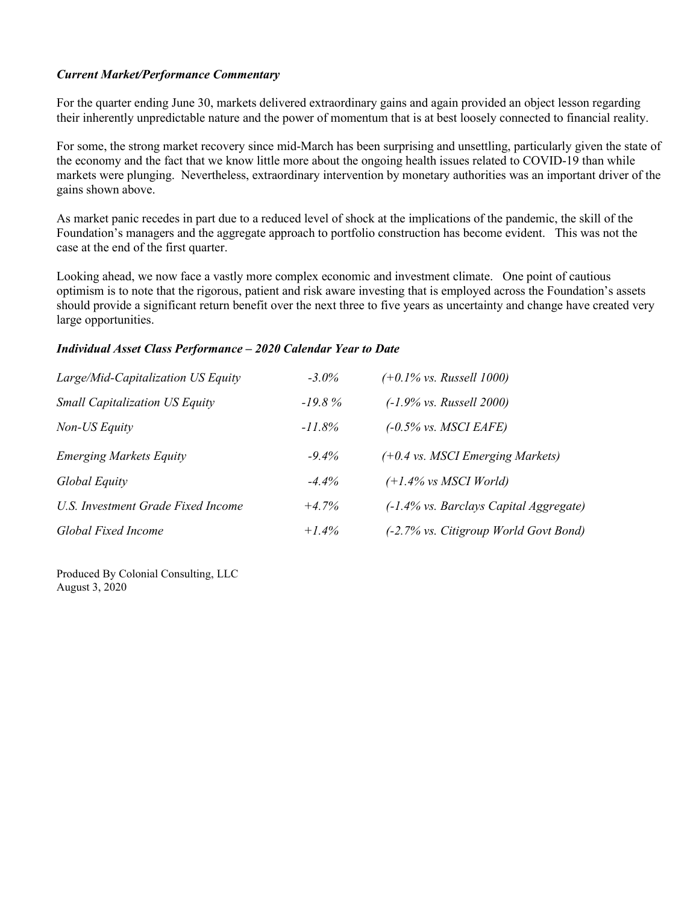***Current Market/Performance Commentary***

For the quarter ending June 30, markets delivered extraordinary gains and again provided an object lesson regarding their inherently unpredictable nature and the power of momentum that is at best loosely connected to financial reality.

For some, the strong market recovery since mid-March has been surprising and unsettling, particularly given the state of the economy and the fact that we know little more about the ongoing health issues related to COVID-19 than while markets were plunging. Nevertheless, extraordinary intervention by monetary authorities was an important driver of the gains shown above.

As market panic recedes in part due to a reduced level of shock at the implications of the pandemic, the skill of the Foundation's managers and the aggregate approach to portfolio construction has become evident. This was not the case at the end of the first quarter.

Looking ahead, we now face a vastly more complex economic and investment climate. One point of cautious optimism is to note that the rigorous, patient and risk aware investing that is employed across the Foundation's assets should provide a significant return benefit over the next three to five years as uncertainty and change have created very large opportunities.

***Individual Asset Class Performance – 2020 Calendar Year to Date***

| | | |
|---|---|---|
| *Large/Mid-Capitalization US Equity* | *-3.0%* | *(+0.1% vs. Russell 1000)* |
| *Small Capitalization US Equity* | *-19.8 %* | *(-1.9% vs. Russell 2000)* |
| *Non-US Equity* | *-11.8%* | *(-0.5% vs. MSCI EAFE)* |
| *Emerging Markets Equity* | *-9.4%* | *(+0.4 vs. MSCI Emerging Markets)* |
| *Global Equity* | *-4.4%* | *(+1.4% vs MSCI World)* |
| *U.S. Investment Grade Fixed Income* | *+4.7%* | *(-1.4% vs. Barclays Capital Aggregate)* |
| *Global Fixed Income* | *+1.4%* | *(-2.7% vs. Citigroup World Govt Bond)* |

Produced By Colonial Consulting, LLC
August 3, 2020